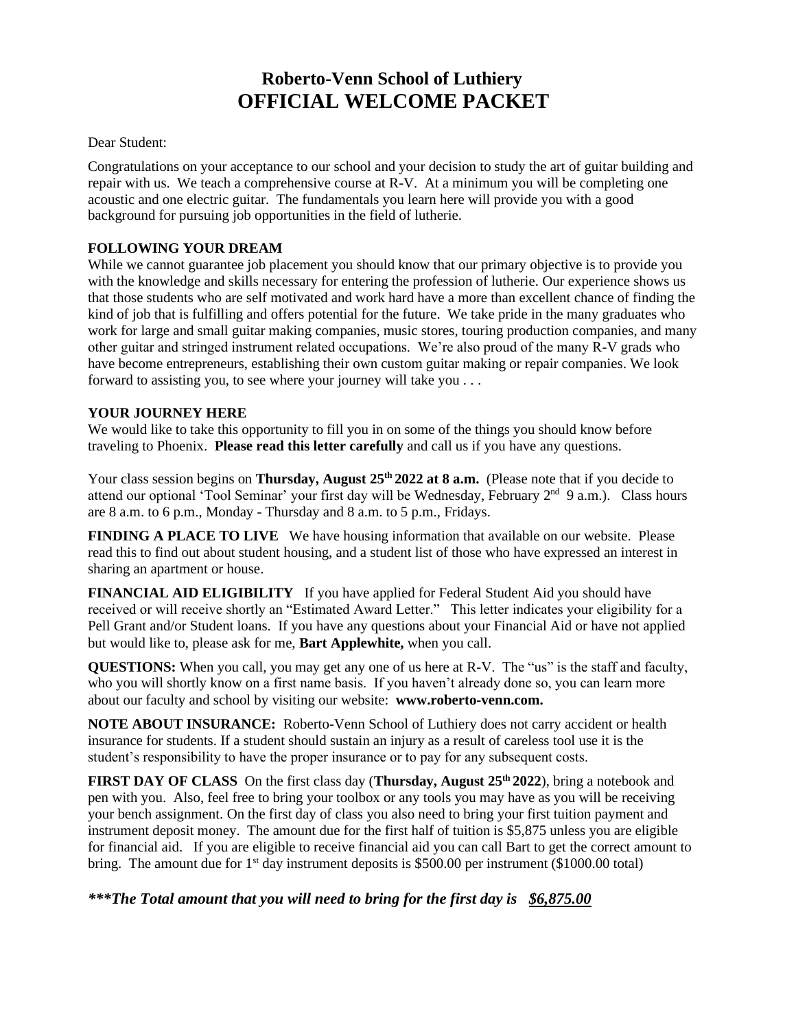# Roberto-Venn School of Luthiery
# OFFICIAL WELCOME PACKET

Dear Student:

Congratulations on your acceptance to our school and your decision to study the art of guitar building and repair with us. We teach a comprehensive course at R-V. At a minimum you will be completing one acoustic and one electric guitar. The fundamentals you learn here will provide you with a good background for pursuing job opportunities in the field of lutherie.

**FOLLOWING YOUR DREAM**

While we cannot guarantee job placement you should know that our primary objective is to provide you with the knowledge and skills necessary for entering the profession of lutherie. Our experience shows us that those students who are self motivated and work hard have a more than excellent chance of finding the kind of job that is fulfilling and offers potential for the future. We take pride in the many graduates who work for large and small guitar making companies, music stores, touring production companies, and many other guitar and stringed instrument related occupations. We're also proud of the many R-V grads who have become entrepreneurs, establishing their own custom guitar making or repair companies. We look forward to assisting you, to see where your journey will take you . . .

**YOUR JOURNEY HERE**

We would like to take this opportunity to fill you in on some of the things you should know before traveling to Phoenix. **Please read this letter carefully** and call us if you have any questions.

Your class session begins on **Thursday, August 25th 2022 at 8 a.m.** (Please note that if you decide to attend our optional 'Tool Seminar' your first day will be Wednesday, February 2nd 9 a.m.). Class hours are 8 a.m. to 6 p.m., Monday - Thursday and 8 a.m. to 5 p.m., Fridays.

**FINDING A PLACE TO LIVE** We have housing information that available on our website. Please read this to find out about student housing, and a student list of those who have expressed an interest in sharing an apartment or house.

**FINANCIAL AID ELIGIBILITY** If you have applied for Federal Student Aid you should have received or will receive shortly an "Estimated Award Letter." This letter indicates your eligibility for a Pell Grant and/or Student loans. If you have any questions about your Financial Aid or have not applied but would like to, please ask for me, **Bart Applewhite,** when you call.

**QUESTIONS:** When you call, you may get any one of us here at R-V. The "us" is the staff and faculty, who you will shortly know on a first name basis. If you haven't already done so, you can learn more about our faculty and school by visiting our website: **www.roberto-venn.com.**

**NOTE ABOUT INSURANCE:** Roberto-Venn School of Luthiery does not carry accident or health insurance for students. If a student should sustain an injury as a result of careless tool use it is the student's responsibility to have the proper insurance or to pay for any subsequent costs.

**FIRST DAY OF CLASS** On the first class day (**Thursday, August 25th 2022**), bring a notebook and pen with you. Also, feel free to bring your toolbox or any tools you may have as you will be receiving your bench assignment. On the first day of class you also need to bring your first tuition payment and instrument deposit money. The amount due for the first half of tuition is $5,875 unless you are eligible for financial aid. If you are eligible to receive financial aid you can call Bart to get the correct amount to bring. The amount due for 1st day instrument deposits is $500.00 per instrument ($1000.00 total)

***\*\*\*The Total amount that you will need to bring for the first day is <u>$6,875.00</u>***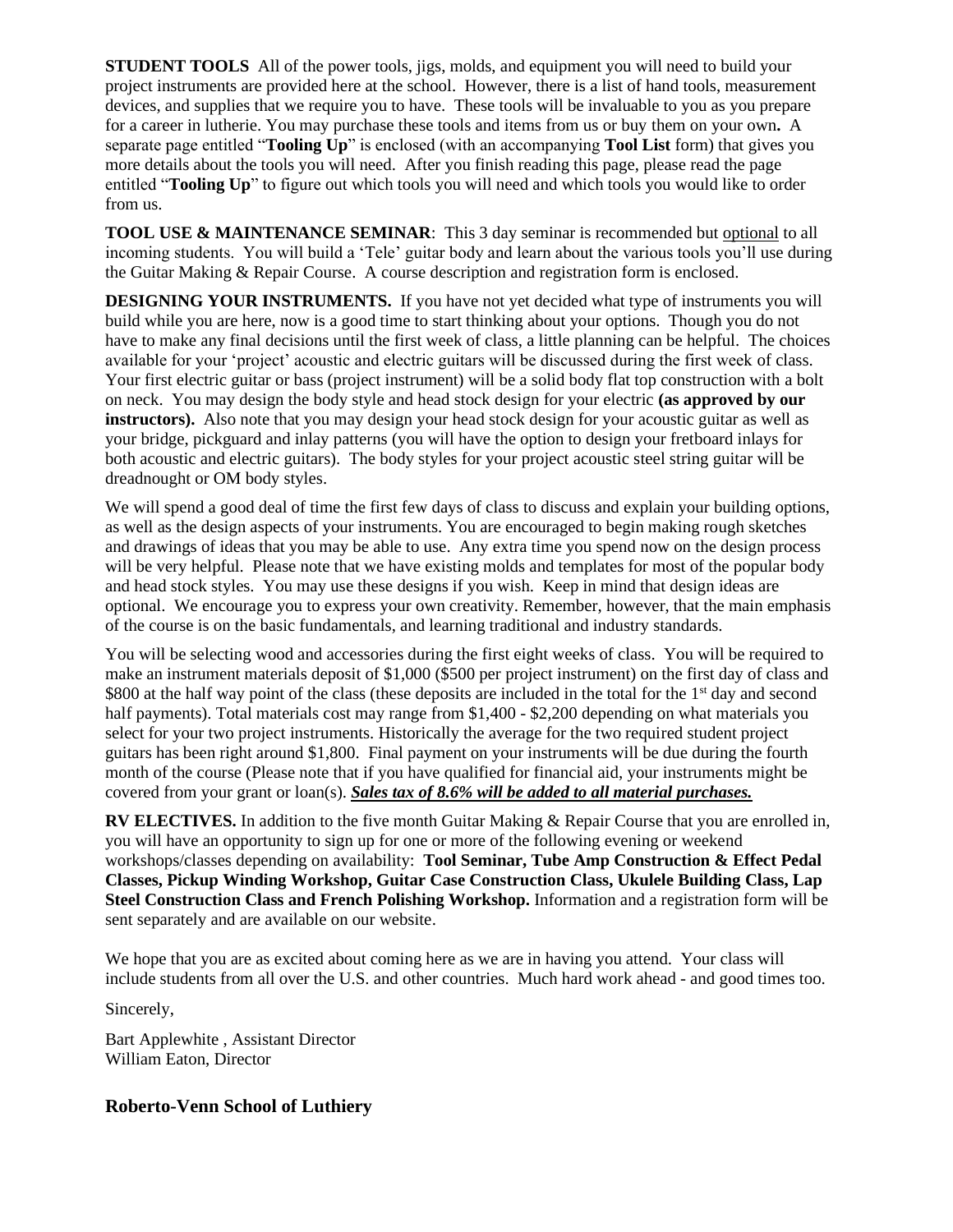**STUDENT TOOLS** All of the power tools, jigs, molds, and equipment you will need to build your project instruments are provided here at the school. However, there is a list of hand tools, measurement devices, and supplies that we require you to have. These tools will be invaluable to you as you prepare for a career in lutherie. You may purchase these tools and items from us or buy them on your own**.** A separate page entitled "**Tooling Up**" is enclosed (with an accompanying **Tool List** form) that gives you more details about the tools you will need. After you finish reading this page, please read the page entitled "**Tooling Up**" to figure out which tools you will need and which tools you would like to order from us.

**TOOL USE & MAINTENANCE SEMINAR**: This 3 day seminar is recommended but <u>optional</u> to all incoming students. You will build a 'Tele' guitar body and learn about the various tools you'll use during the Guitar Making & Repair Course. A course description and registration form is enclosed.

**DESIGNING YOUR INSTRUMENTS.** If you have not yet decided what type of instruments you will build while you are here, now is a good time to start thinking about your options. Though you do not have to make any final decisions until the first week of class, a little planning can be helpful. The choices available for your 'project' acoustic and electric guitars will be discussed during the first week of class. Your first electric guitar or bass (project instrument) will be a solid body flat top construction with a bolt on neck. You may design the body style and head stock design for your electric **(as approved by our instructors).** Also note that you may design your head stock design for your acoustic guitar as well as your bridge, pickguard and inlay patterns (you will have the option to design your fretboard inlays for both acoustic and electric guitars). The body styles for your project acoustic steel string guitar will be dreadnought or OM body styles.

We will spend a good deal of time the first few days of class to discuss and explain your building options, as well as the design aspects of your instruments. You are encouraged to begin making rough sketches and drawings of ideas that you may be able to use. Any extra time you spend now on the design process will be very helpful. Please note that we have existing molds and templates for most of the popular body and head stock styles. You may use these designs if you wish. Keep in mind that design ideas are optional. We encourage you to express your own creativity. Remember, however, that the main emphasis of the course is on the basic fundamentals, and learning traditional and industry standards.

You will be selecting wood and accessories during the first eight weeks of class. You will be required to make an instrument materials deposit of $1,000 ($500 per project instrument) on the first day of class and $800 at the half way point of the class (these deposits are included in the total for the 1st day and second half payments). Total materials cost may range from $1,400 - $2,200 depending on what materials you select for your two project instruments. Historically the average for the two required student project guitars has been right around $1,800. Final payment on your instruments will be due during the fourth month of the course (Please note that if you have qualified for financial aid, your instruments might be covered from your grant or loan(s). ***<u>Sales tax of 8.6% will be added to all material purchases.</u>***

**RV ELECTIVES.** In addition to the five month Guitar Making & Repair Course that you are enrolled in, you will have an opportunity to sign up for one or more of the following evening or weekend workshops/classes depending on availability: **Tool Seminar, Tube Amp Construction & Effect Pedal Classes, Pickup Winding Workshop, Guitar Case Construction Class, Ukulele Building Class, Lap Steel Construction Class and French Polishing Workshop.** Information and a registration form will be sent separately and are available on our website.

We hope that you are as excited about coming here as we are in having you attend. Your class will include students from all over the U.S. and other countries. Much hard work ahead - and good times too.

Sincerely,

Bart Applewhite , Assistant Director
William Eaton, Director

**Roberto-Venn School of Luthiery**